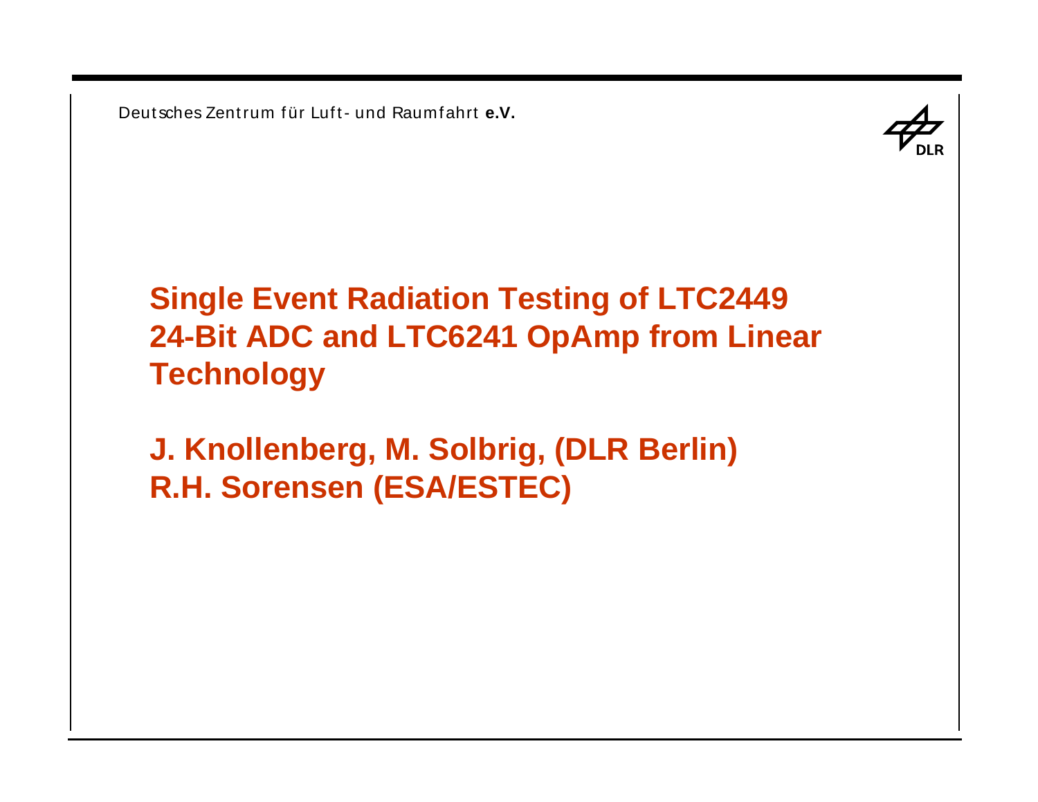Deutsches Zentrum für Luft- und Raumfahrt **e.V.**

# Single Event Radiation Testing of LTC2449 24-Bit ADC and LTC6241 OpAmp from Linear Technology

**J. Knollenberg, M. Solbrig, (DLR Berlin)**
**R.H. Sorensen (ESA/ESTEC)**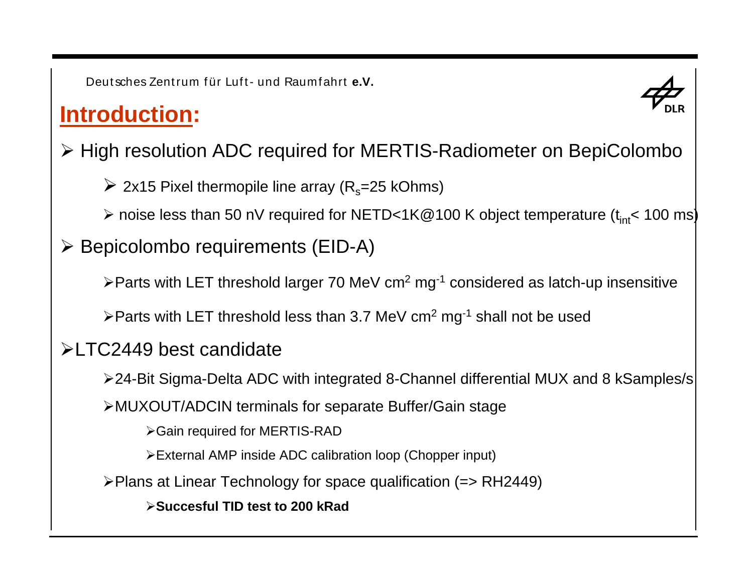## Introduction:

- High resolution ADC required for MERTIS-Radiometer on BepiColombo
  - 2x15 Pixel thermopile line array ($R_s$=25 kOhms)
  - noise less than 50 nV required for NETD<1K@100 K object temperature ($t_{int}$< 100 ms)
- Bepicolombo requirements (EID-A)
  - Parts with LET threshold larger 70 MeV $cm^2$ $mg^{-1}$ considered as latch-up insensitive
  - Parts with LET threshold less than 3.7 MeV $cm^2$ $mg^{-1}$ shall not be used
- LTC2449 best candidate
  - 24-Bit Sigma-Delta ADC with integrated 8-Channel differential MUX and 8 kSamples/s
  - MUXOUT/ADCIN terminals for separate Buffer/Gain stage
    - Gain required for MERTIS-RAD
    - External AMP inside ADC calibration loop (Chopper input)
  - Plans at Linear Technology for space qualification (=> RH2449)
    - **Succesful TID test to 200 kRad**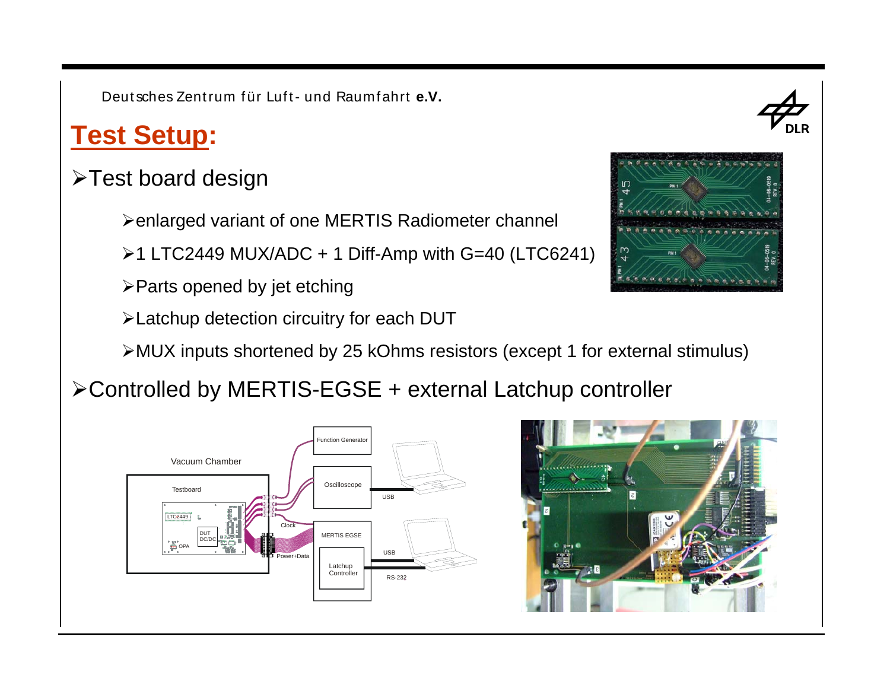# Test Setup:

- Test board design
  - enlarged variant of one MERTIS Radiometer channel
  - 1 LTC2449 MUX/ADC + 1 Diff-Amp with G=40 (LTC6241)
  - Parts opened by jet etching
  - Latchup detection circuitry for each DUT
  - MUX inputs shortened by 25 kOhms resistors (except 1 for external stimulus)
- Controlled by MERTIS-EGSE + external Latchup controller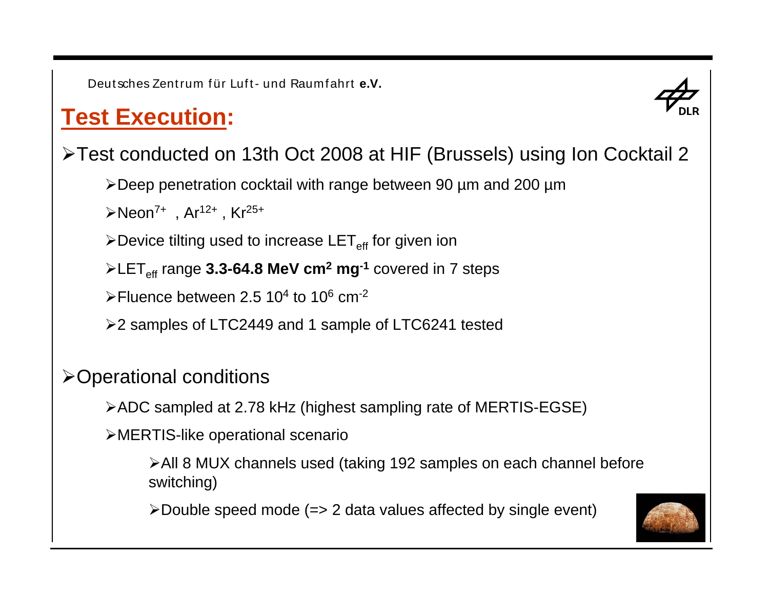## Test Execution:

- Test conducted on 13th Oct 2008 at HIF (Brussels) using Ion Cocktail 2
  - Deep penetration cocktail with range between 90 µm and 200 µm
  - $Neon^{7+}$ , $Ar^{12+}$ , $Kr^{25+}$
  - Device tilting used to increase $LET_{eff}$ for given ion
  - $LET_{eff}$ range **3.3-64.8 MeV $cm^2$ $mg^{-1}$** covered in 7 steps
  - Fluence between 2.5 $10^4$ to $10^6$ $cm^{-2}$
  - 2 samples of LTC2449 and 1 sample of LTC6241 tested

- Operational conditions
  - ADC sampled at 2.78 kHz (highest sampling rate of MERTIS-EGSE)
  - MERTIS-like operational scenario
    - All 8 MUX channels used (taking 192 samples on each channel before switching)
    - Double speed mode (=> 2 data values affected by single event)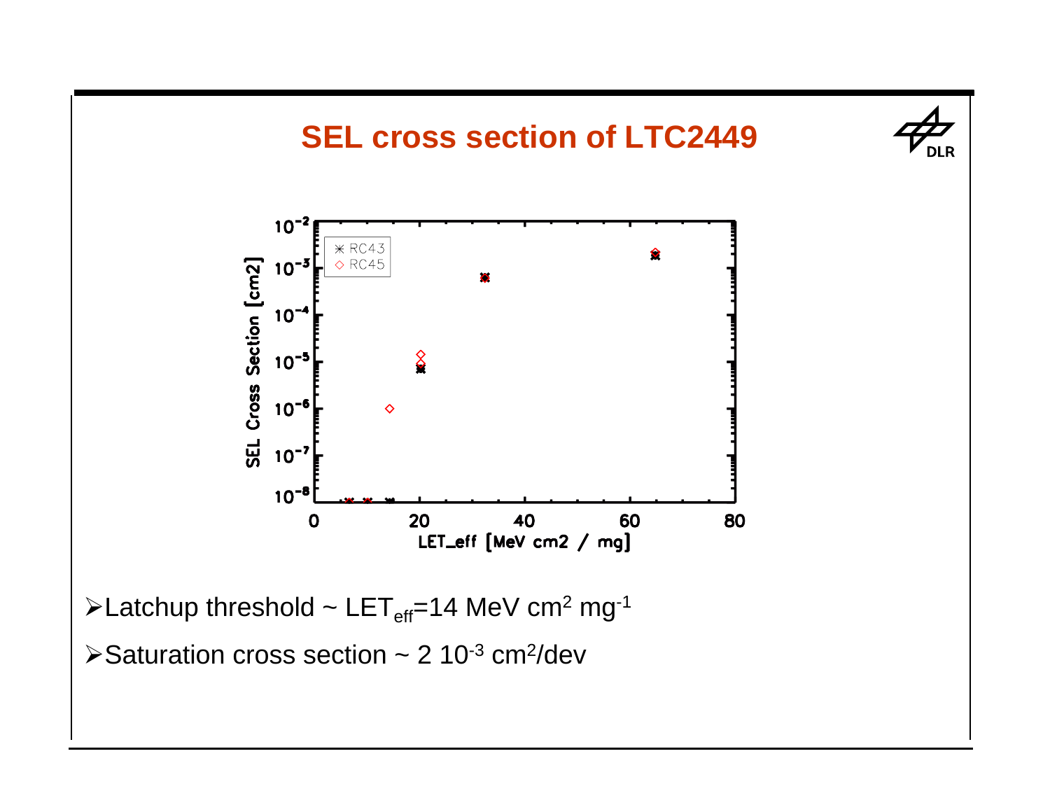# SEL cross section of LTC2449

- Latchup threshold ~ $LET_{eff}$=14 MeV $cm^2$ $mg^{-1}$
- Saturation cross section ~ 2 $10^{-3}$ $cm^2$/dev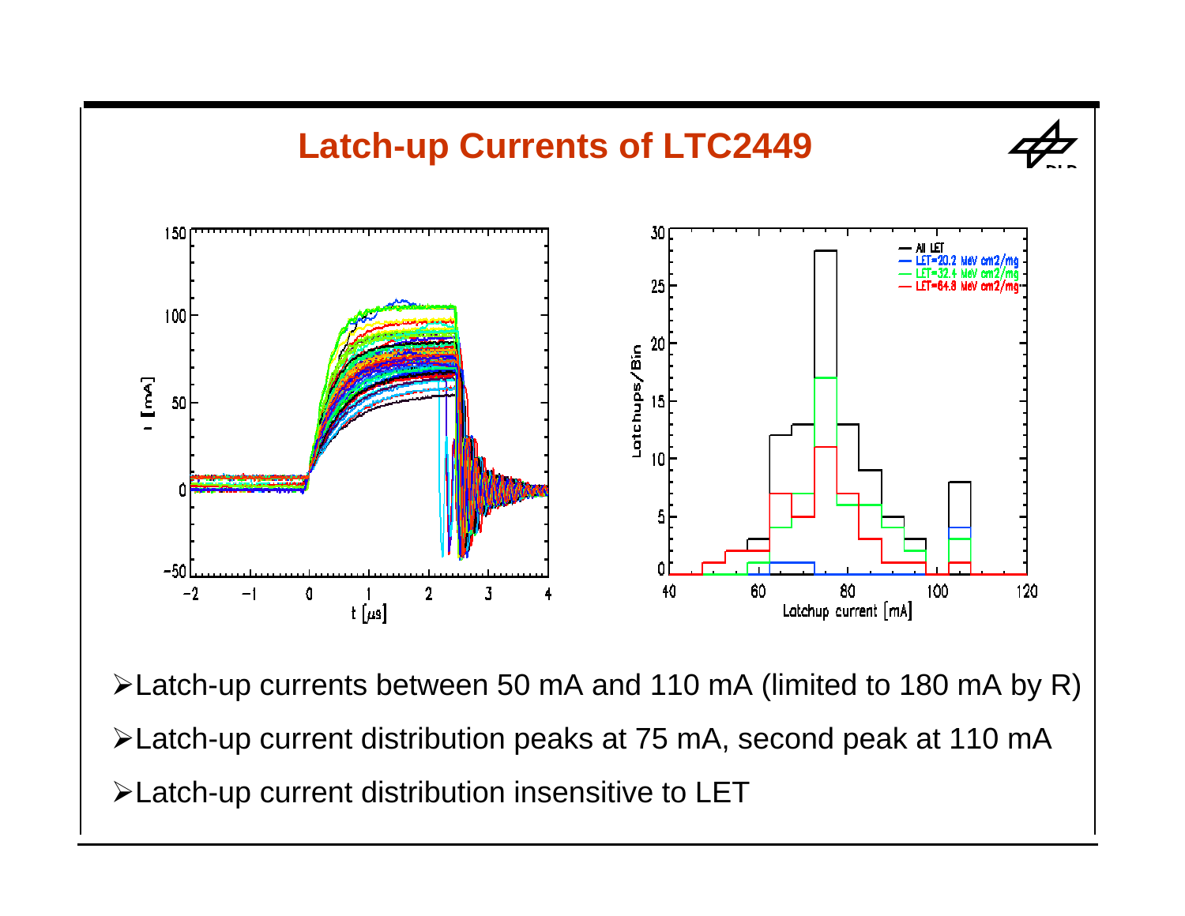# Latch-up Currents of LTC2449

- Latch-up currents between 50 mA and 110 mA (limited to 180 mA by R)
- Latch-up current distribution peaks at 75 mA, second peak at 110 mA
- Latch-up current distribution insensitive to LET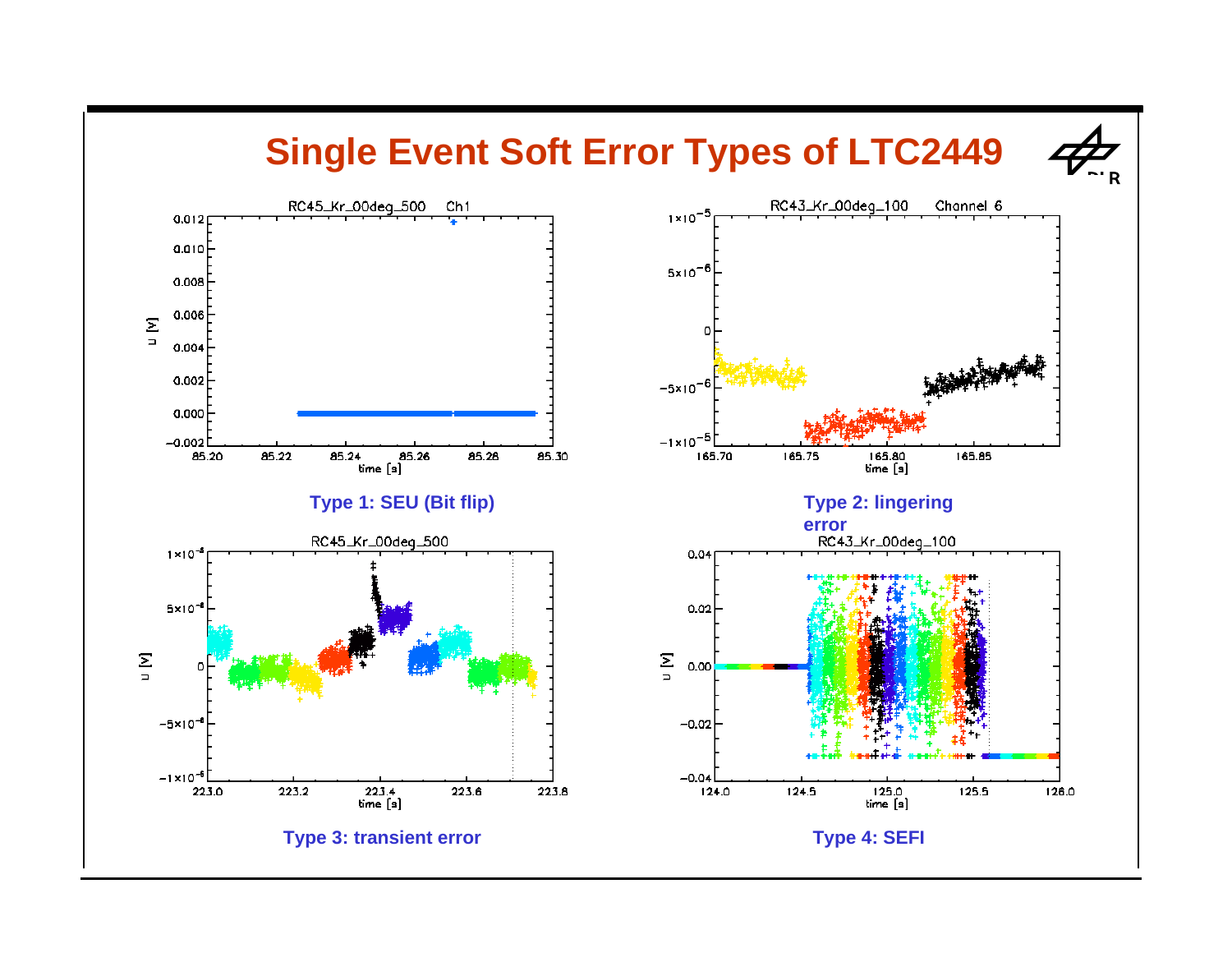# Single Event Soft Error Types of LTC2449

**Type 1: SEU (Bit flip)**

**Type 2: lingering error**

**Type 3: transient error**

**Type 4: SEFI**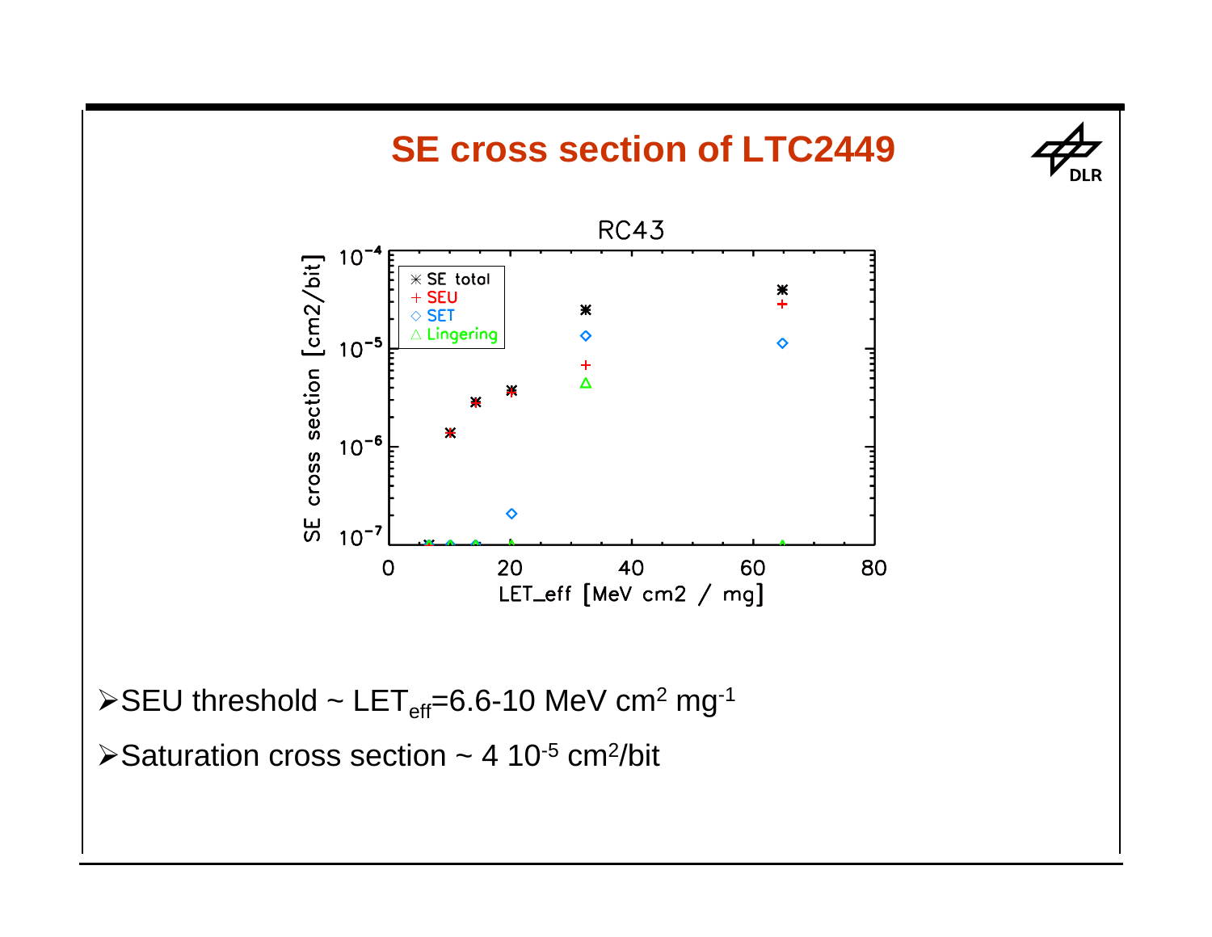# SE cross section of LTC2449

- SEU threshold ~ $LET_{eff}$=6.6-10 MeV $cm^2$ $mg^{-1}$
- Saturation cross section ~ 4 $10^{-5}$ $cm^2$/bit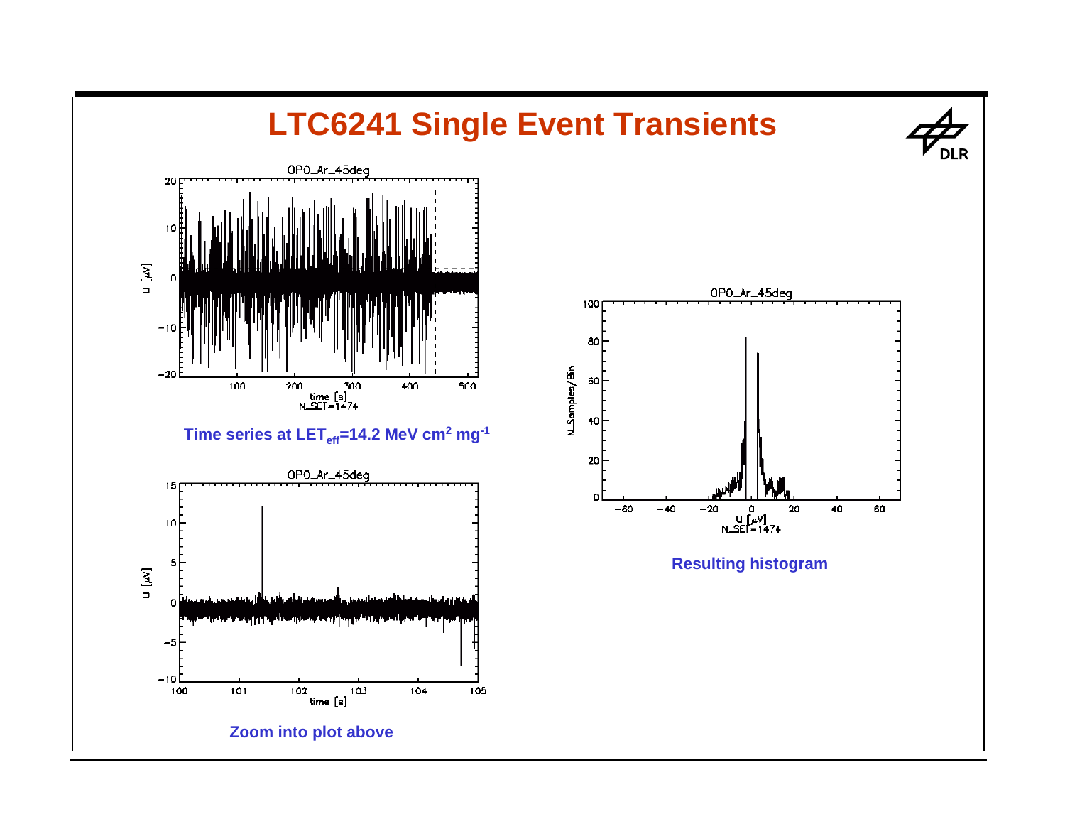# LTC6241 Single Event Transients

Time series at $LET_{eff}$=14.2 MeV cm$^2$ mg$^{-1}$

Zoom into plot above

Resulting histogram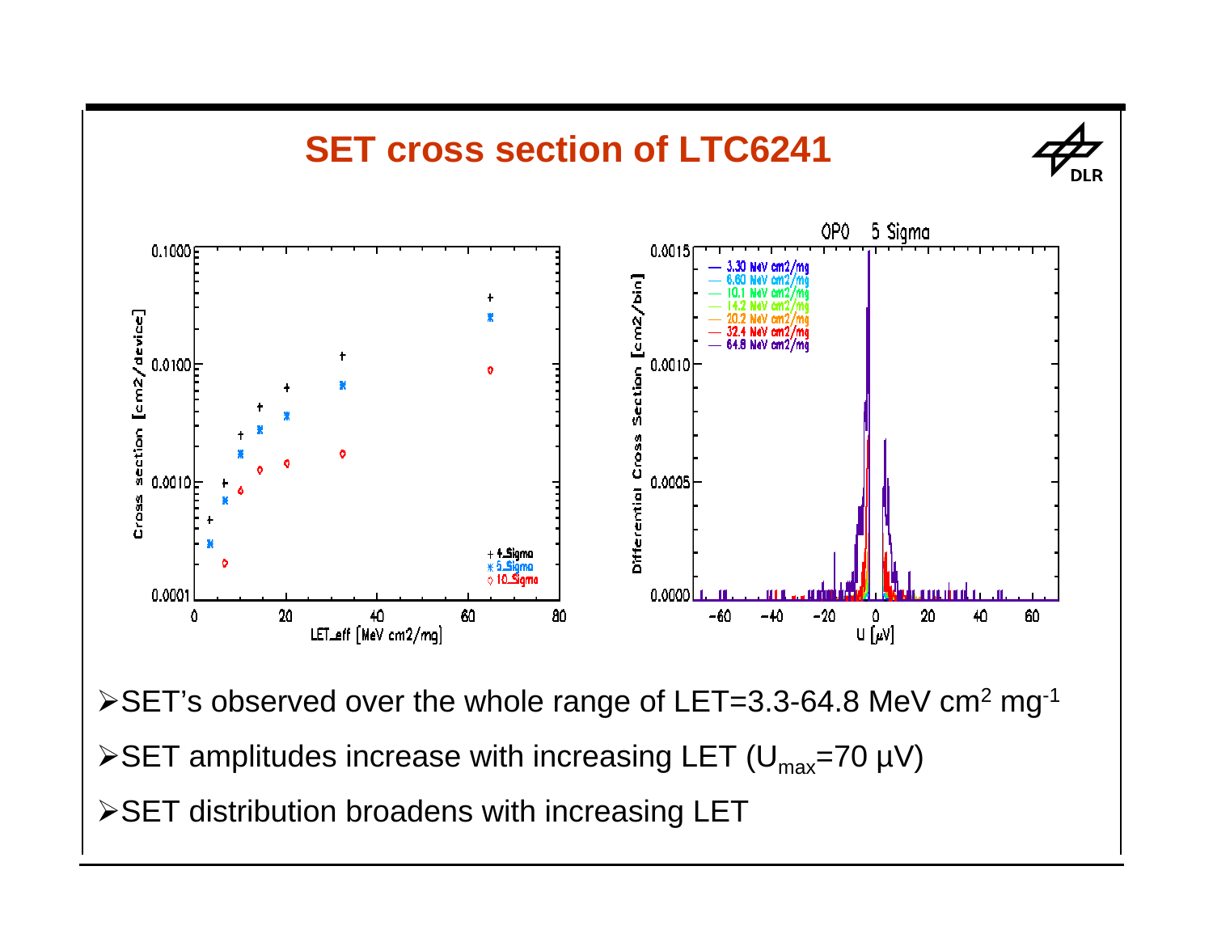# SET cross section of LTC6241

- SET's observed over the whole range of LET=3.3-64.8 MeV cm$^2$ mg$^{-1}$
- SET amplitudes increase with increasing LET ($U_{max}$=70 µV)
- SET distribution broadens with increasing LET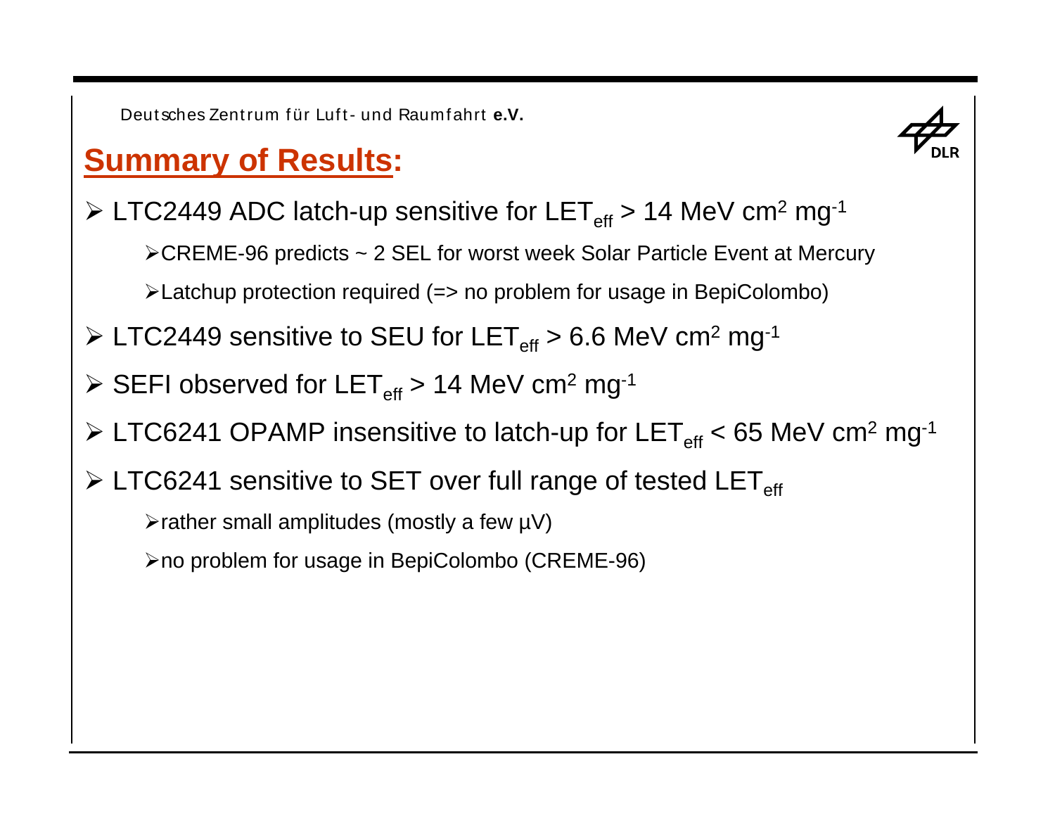## Summary of Results:

- LTC2449 ADC latch-up sensitive for $LET_{eff}$ > 14 MeV $cm^2$ $mg^{-1}$
  - CREME-96 predicts ~ 2 SEL for worst week Solar Particle Event at Mercury
  - Latchup protection required (=> no problem for usage in BepiColombo)
- LTC2449 sensitive to SEU for $LET_{eff}$ > 6.6 MeV $cm^2$ $mg^{-1}$
- SEFI observed for $LET_{eff}$ > 14 MeV $cm^2$ $mg^{-1}$
- LTC6241 OPAMP insensitive to latch-up for $LET_{eff}$ < 65 MeV $cm^2$ $mg^{-1}$
- LTC6241 sensitive to SET over full range of tested $LET_{eff}$
  - rather small amplitudes (mostly a few µV)
  - no problem for usage in BepiColombo (CREME-96)